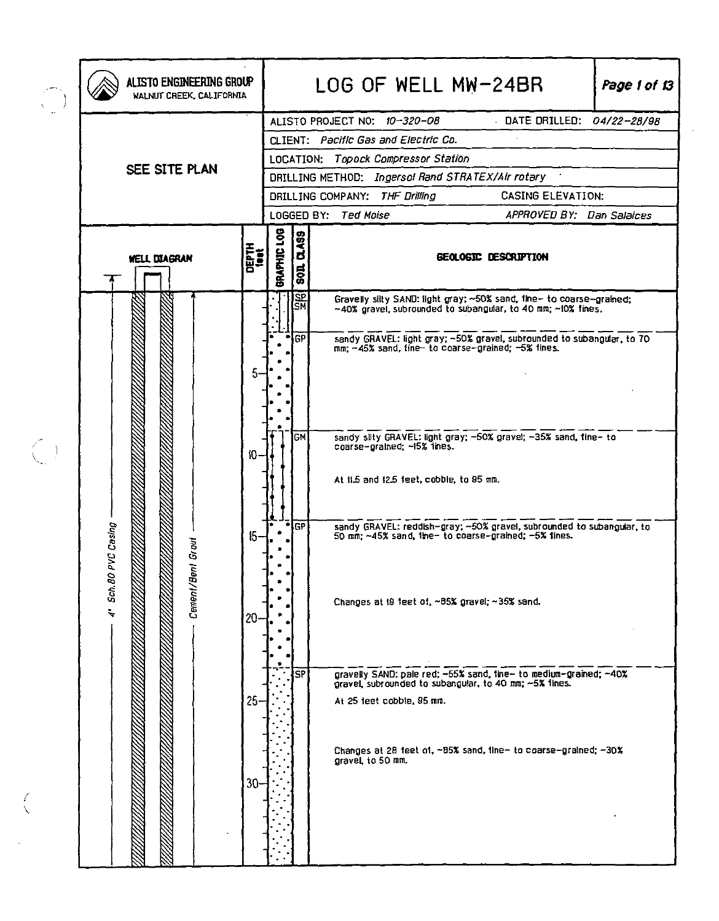# LOG OF WELL MW-24BR

**ALISTO ENGINEERING GROUP**
WALNUT CREEK, CALIFORNIA

SEE SITE PLAN

| | |
|---|---|
| ALISTO PROJECT NO: *10-320-08* | DATE DRILLED: *04/22-28/98* |
| CLIENT: *Pacific Gas and Electric Co.* | |
| LOCATION: *Topock Compressor Station* | |
| DRILLING METHOD: *Ingersol Rand STRATEX/Air rotary* | |
| DRILLING COMPANY: *THF Drilling* | CASING ELEVATION: |
| LOGGED BY: *Ted Moise* | APPROVED BY: *Dan Salaices* |

WELL DIAGRAM: 4" Sch.80 PVC Casing; Cement/Bent Grout

| DEPTH feet | SOIL CLASS | GEOLOGIC DESCRIPTION |
|---|---|---|
| 0 | SP SM | Gravelly silty SAND: light gray; ~50% sand, fine- to coarse-grained; ~40% gravel, subrounded to subangular, to 40 mm; ~10% fines. |
| ~3 | GP | sandy GRAVEL: light gray; ~50% gravel, subrounded to subangular, to 70 mm; ~45% sand, fine- to coarse-grained; ~5% fines. |
| ~9 | GM | sandy silty GRAVEL: light gray; ~50% gravel; ~35% sand, fine- to coarse-grained; ~15% fines. At 11.5 and 12.5 feet, cobble, to 85 mm. |
| ~14 | GP | sandy GRAVEL: reddish-gray; ~50% gravel, subrounded to subangular, to 50 mm; ~45% sand, fine- to coarse-grained; ~5% fines. Changes at 19 feet of, ~65% gravel; ~35% sand. |
| ~23 | SP | gravelly SAND: pale red; ~55% sand, fine- to medium-grained; ~40% gravel, subrounded to subangular, to 40 mm; ~5% fines. At 25 feet cobble, 85 mm. Changes at 28 feet of, ~65% sand, fine- to coarse-grained; ~30% gravel, to 50 mm. |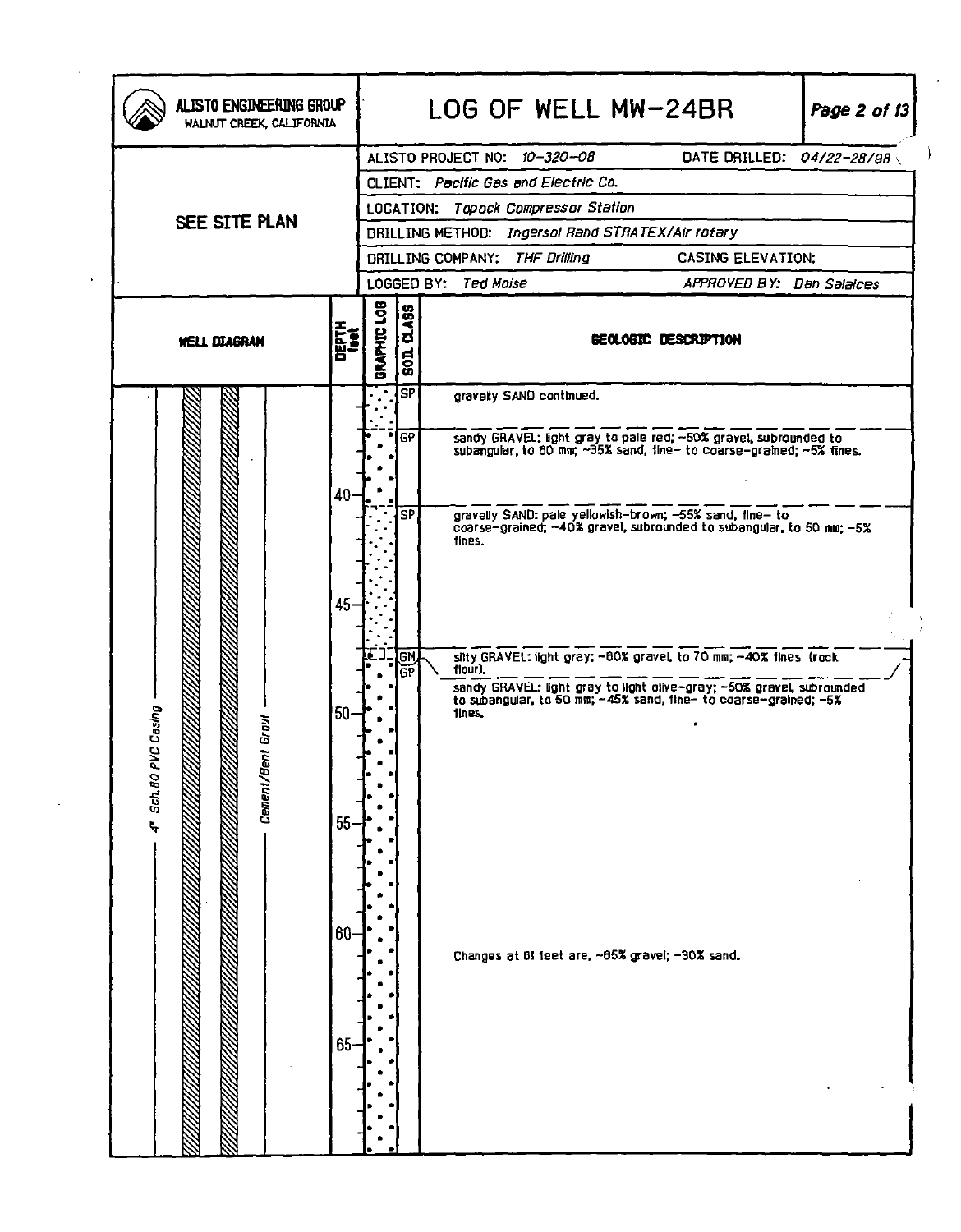# LOG OF WELL MW-24BR

**ALISTO ENGINEERING GROUP**
WALNUT CREEK, CALIFORNIA

SEE SITE PLAN

| | |
|---|---|
| ALISTO PROJECT NO: *10-320-08* | DATE DRILLED: *04/22-28/98* |
| CLIENT: *Pacific Gas and Electric Co.* | |
| LOCATION: *Topock Compressor Station* | |
| DRILLING METHOD: *Ingersol Rand STRATEX/Air rotary* | |
| DRILLING COMPANY: *THF Drilling* | CASING ELEVATION: |
| LOGGED BY: *Ted Moise* | APPROVED BY: *Dan Salaices* |

WELL DIAGRAM: 4" Sch.80 PVC Casing; Cement/Bent Grout

| DEPTH (feet) | SOIL CLASS | GEOLOGIC DESCRIPTION |
|---|---|---|
| | SP | gravelly SAND continued. |
| | GP | sandy GRAVEL: light gray to pale red; ~50% gravel, subrounded to subangular, to 60 mm; ~35% sand, fine- to coarse-grained; ~5% fines. |
| 40 | SP | gravelly SAND: pale yellowish-brown; ~55% sand, fine- to coarse-grained; ~40% gravel, subrounded to subangular, to 50 mm; ~5% fines. |
| 45 | GM | silty GRAVEL: light gray; ~60% gravel, to 70 mm; ~40% fines (rock flour). |
| | GP | sandy GRAVEL: light gray to light olive-gray; ~50% gravel, subrounded to subangular, to 50 mm; ~45% sand, fine- to coarse-grained; ~5% fines. |
| 50 | | |
| 55 | | |
| 60 | | Changes at 61 feet are, ~65% gravel; ~30% sand. |
| 65 | | |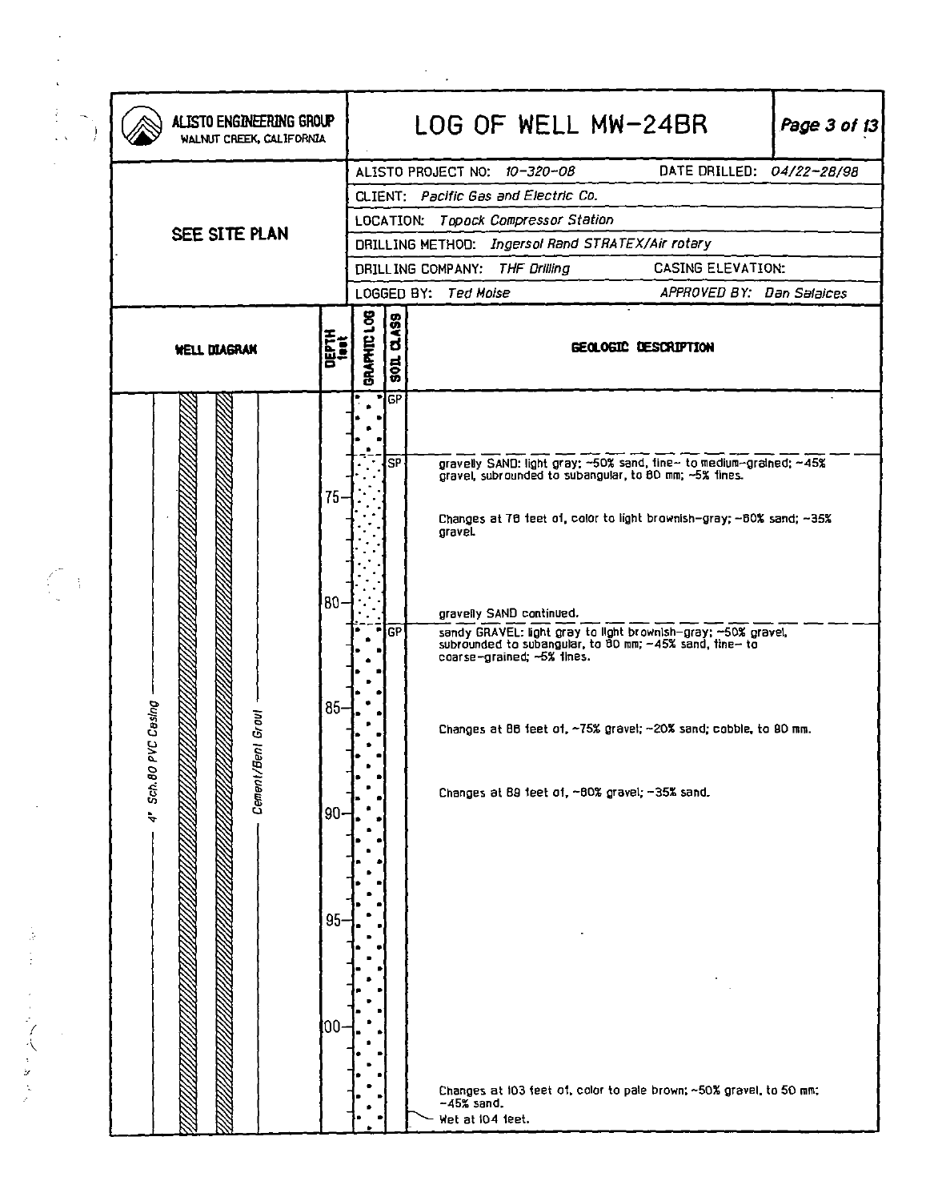# LOG OF WELL MW-24BR

**ALISTO ENGINEERING GROUP**
WALNUT CREEK, CALIFORNIA

| | |
|---|---|
| ALISTO PROJECT NO: *10-320-08* | DATE DRILLED: *04/22-28/98* |
| CLIENT: *Pacific Gas and Electric Co.* | |
| LOCATION: *Topock Compressor Station* | |
| DRILLING METHOD: *Ingersol Rand STRATEX/Air rotary* | |
| DRILLING COMPANY: *THF Drilling* | CASING ELEVATION: |
| LOGGED BY: *Ted Moise* | APPROVED BY: *Dan Salaices* |

**SEE SITE PLAN**

**WELL DIAGRAM:** 4" Sch.80 PVC Casing; Cement/Bent Grout

| DEPTH (feet) | SOIL CLASS | GEOLOGIC DESCRIPTION |
|---|---|---|
| | GP | |
| | SP | gravelly SAND: light gray; ~50% sand, fine- to medium-grained; ~45% gravel, subrounded to subangular, to 80 mm; ~5% fines. |
| 75 | | Changes at 78 feet of, color to light brownish-gray; ~60% sand; ~35% gravel. |
| 80 | | gravelly SAND continued. |
| | GP | sandy GRAVEL: light gray to light brownish-gray; ~50% gravel, subrounded to subangular, to 80 mm; ~45% sand, fine- to coarse-grained; ~5% fines. |
| 85 | | Changes at 86 feet of, ~75% gravel; ~20% sand; cobble, to 80 mm. |
| | | Changes at 89 feet of, ~60% gravel; ~35% sand. |
| 90 | | |
| 95 | | |
| 100 | | Changes at 103 feet of, color to pale brown; ~50% gravel, to 50 mm; ~45% sand. |
| | | Wet at 104 feet. |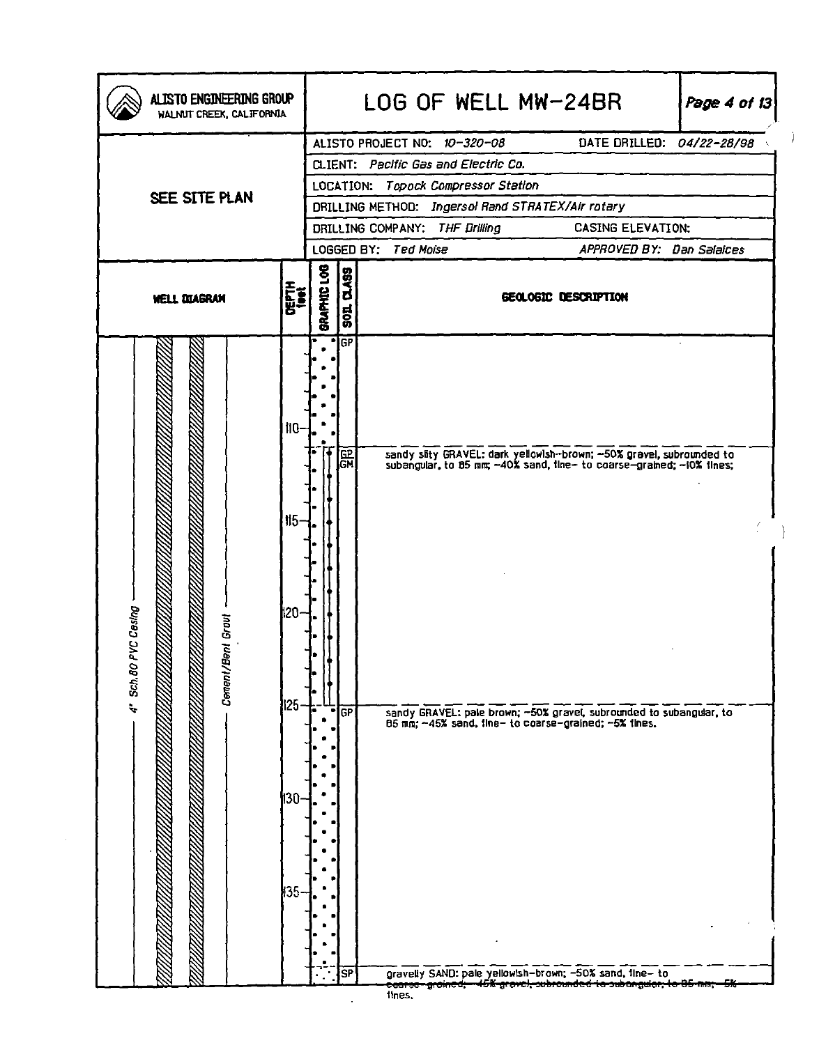# LOG OF WELL MW-24BR

**ALISTO ENGINEERING GROUP**
WALNUT CREEK, CALIFORNIA

SEE SITE PLAN

| | |
|---|---|
| ALISTO PROJECT NO: *10-320-08* | DATE DRILLED: *04/22-28/98* |
| CLIENT: *Pacific Gas and Electric Co.* | |
| LOCATION: *Topock Compressor Station* | |
| DRILLING METHOD: *Ingersol Rand STRATEX/Air rotary* | |
| DRILLING COMPANY: *THF Drilling* | CASING ELEVATION: |
| LOGGED BY: *Ted Moise* | APPROVED BY: *Dan Salaices* |

WELL DIAGRAM: 4" Sch.80 PVC Casing; Cement/Bent Grout

| DEPTH (feet) | SOIL CLASS | GEOLOGIC DESCRIPTION |
|---|---|---|
| 105–111 | GP | |
| 111 | GP GM | sandy silty GRAVEL: dark yellowish-brown; ~50% gravel, subrounded to subangular, to 85 mm; ~40% sand, fine- to coarse-grained; ~10% fines; |
| 125 | GP | sandy GRAVEL: pale brown; ~50% gravel, subrounded to subangular, to 85 mm; ~45% sand, fine- to coarse-grained; ~5% fines. |
| 139 | SP | gravelly SAND: pale yellowish-brown; ~50% sand, fine- to ~~coarse-grained; ~45% gravel, subrounded to subangular, to 85 mm; ~5%~~ fines. |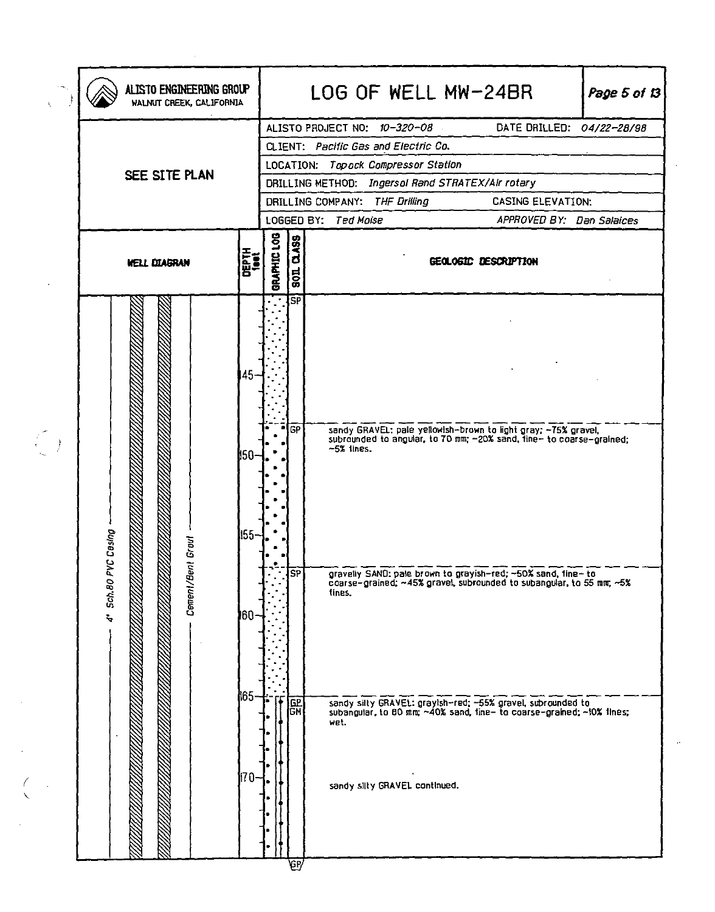# LOG OF WELL MW-24BR

**ALISTO ENGINEERING GROUP**
WALNUT CREEK, CALIFORNIA

SEE SITE PLAN

| | |
|---|---|
| ALISTO PROJECT NO: *10-320-08* | DATE DRILLED: *04/22-28/98* |
| CLIENT: *Pacific Gas and Electric Co.* | |
| LOCATION: *Topock Compressor Station* | |
| DRILLING METHOD: *Ingersol Rand STRATEX/Air rotary* | |
| DRILLING COMPANY: *THF Drilling* | CASING ELEVATION: |
| LOGGED BY: *Ted Moise* | APPROVED BY: *Dan Salaices* |

WELL DIAGRAM: 4" Sch.80 PVC Casing; Cement/Bent Grout

| DEPTH feet | SOIL CLASS | GEOLOGIC DESCRIPTION |
|---|---|---|
| | SP | |
| 145 | | |
| | GP | sandy GRAVEL: pale yellowish-brown to light gray; ~75% gravel, subrounded to angular, to 70 mm; ~20% sand, fine- to coarse-grained; ~5% fines. |
| 150 | | |
| 155 | | |
| | SP | gravelly SAND: pale brown to grayish-red; ~50% sand, fine- to coarse-grained; ~45% gravel, subrounded to subangular, to 55 mm; ~5% fines. |
| 160 | | |
| 165 | GP GM | sandy silty GRAVEL: grayish-red; ~55% gravel, subrounded to subangular, to 60 mm; ~40% sand, fine- to coarse-grained; ~10% fines; wet. |
| 170 | | sandy silty GRAVEL continued. |
| | GP | |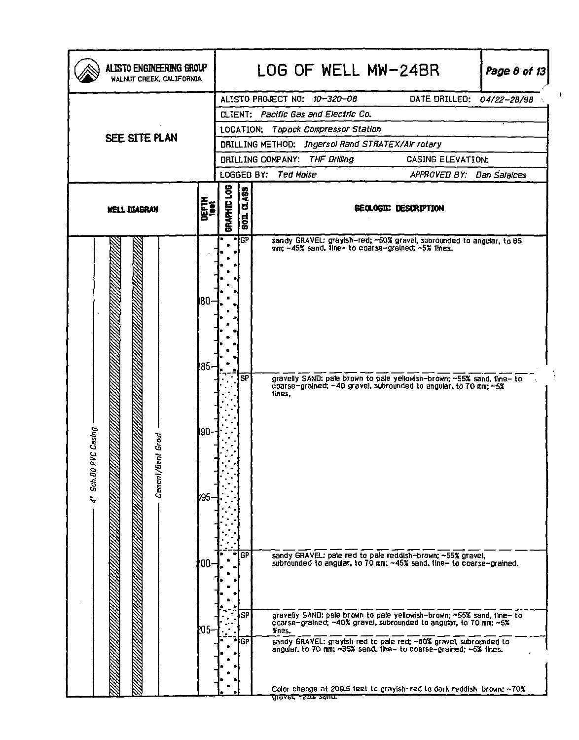**ALISTO ENGINEERING GROUP**
WALNUT CREEK, CALIFORNIA

# LOG OF WELL MW-24BR

| | |
|---|---|
| ALISTO PROJECT NO: *10-320-08* | DATE DRILLED: *04/22-28/98* |
| CLIENT: *Pacific Gas and Electric Co.* | |
| LOCATION: *Topock Compressor Station* | |
| DRILLING METHOD: *Ingersol Rand STRATEX/Air rotary* | |
| DRILLING COMPANY: *THF Drilling* | CASING ELEVATION: |
| LOGGED BY: *Ted Moise* | APPROVED BY: *Dan Salaices* |

SEE SITE PLAN

WELL DIAGRAM: 4" Sch.80 PVC Casing; Cement/Bent Grout

| DEPTH feet | SOIL CLASS | GEOLOGIC DESCRIPTION |
|---|---|---|
| | GP | sandy GRAVEL: grayish-red; ~50% gravel, subrounded to angular, to 65 mm; ~45% sand, fine- to coarse-grained; ~5% fines. |
| 180 | | |
| 185 | | |
| | SP | gravelly SAND: pale brown to pale yellowish-brown; ~55% sand, fine- to coarse-grained; ~40 gravel, subrounded to angular, to 70 mm; ~5% fines. |
| 190 | | |
| 195 | | |
| | GP | sandy GRAVEL: pale red to pale reddish-brown; ~55% gravel, subrounded to angular, to 70 mm; ~45% sand, fine- to coarse-grained. |
| 200 | | |
| | SP | gravelly SAND: pale brown to pale yellowish-brown; ~55% sand, fine- to coarse-grained; ~40% gravel, subrounded to angular, to 70 mm; ~5% fines. |
| 205 | | |
| | GP | sandy GRAVEL: grayish red to pale red; ~60% gravel, subrounded to angular, to 70 mm; ~35% sand, fine- to coarse-grained; ~5% fines. |
| | | Color change at 209.5 feet to grayish-red to dark reddish-brown; ~70% gravel; ~25% sand. |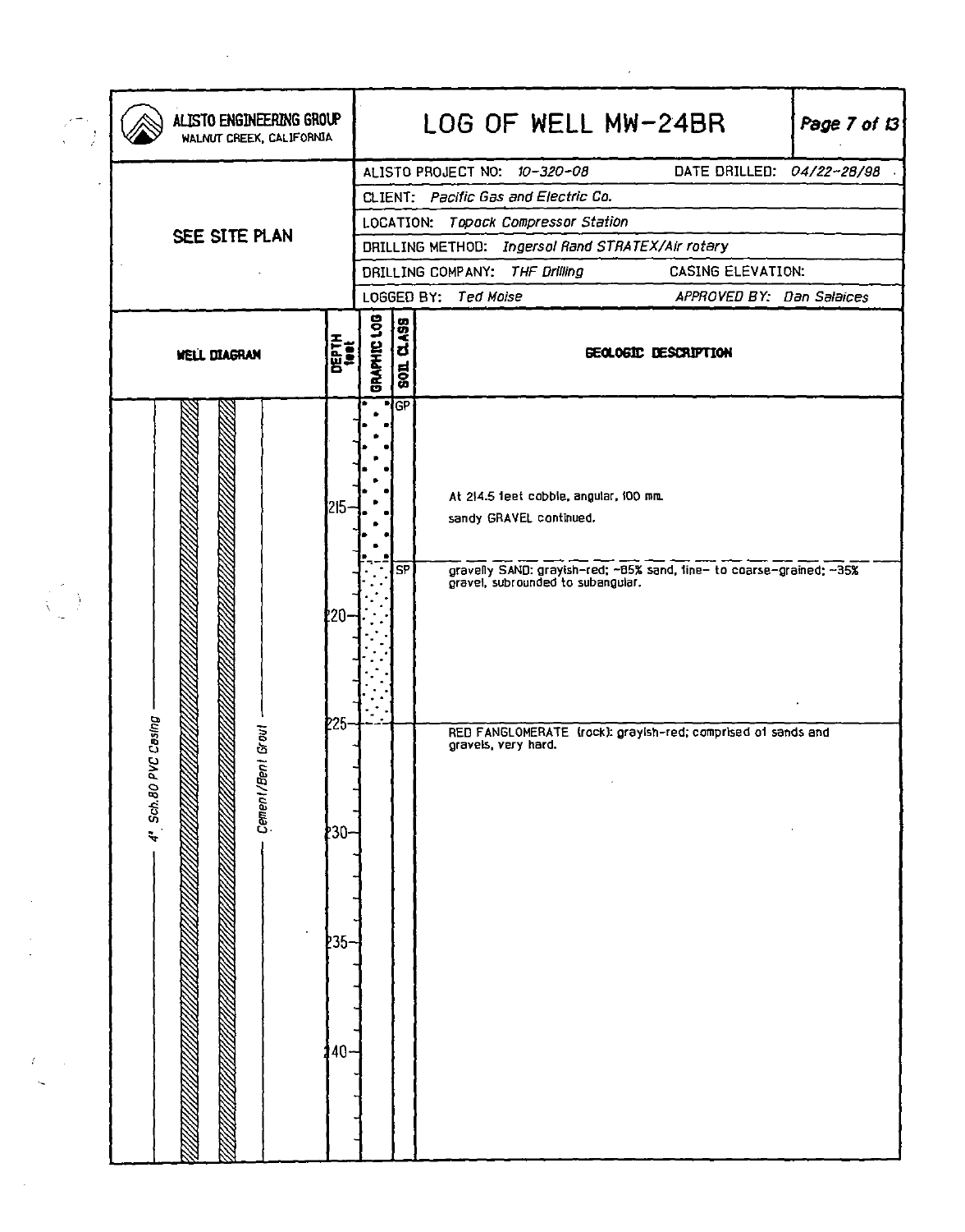# LOG OF WELL MW-24BR

**ALISTO ENGINEERING GROUP**
WALNUT CREEK, CALIFORNIA

SEE SITE PLAN

| | |
|---|---|
| ALISTO PROJECT NO: *10-320-08* | DATE DRILLED: *04/22-28/98* |
| CLIENT: *Pacific Gas and Electric Co.* | |
| LOCATION: *Topock Compressor Station* | |
| DRILLING METHOD: *Ingersol Rand STRATEX/Air rotary* | |
| DRILLING COMPANY: *THF Drilling* | CASING ELEVATION: |
| LOGGED BY: *Ted Moise* | APPROVED BY: *Dan Salaices* |

| DEPTH feet | SOIL CLASS | GEOLOGIC DESCRIPTION |
|---|---|---|
| | GP | At 214.5 feet cobble, angular, 100 mm. sandy GRAVEL continued. |
| ~217.5 | SP | gravelly SAND: grayish-red; ~65% sand, fine- to coarse-grained; ~35% gravel, subrounded to subangular. |
| 225 | | RED FANGLOMERATE (rock): grayish-red; comprised of sands and gravels, very hard. |

Depth scale: 215, 220, 225, 230, 235, 240

Well diagram: 4" Sch.80 PVC Casing; Cement/Bent Grout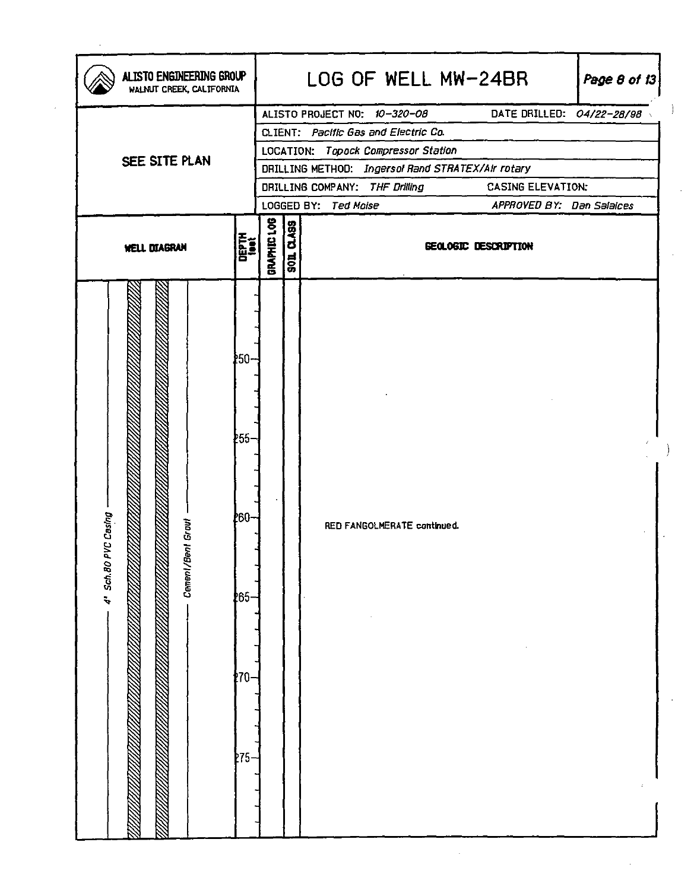# LOG OF WELL MW-24BR

**ALISTO ENGINEERING GROUP**
WALNUT CREEK, CALIFORNIA

SEE SITE PLAN

| | |
|---|---|
| ALISTO PROJECT NO: *10-320-08* | DATE DRILLED: *04/22-28/98* |
| CLIENT: *Pacific Gas and Electric Co.* | |
| LOCATION: *Topock Compressor Station* | |
| DRILLING METHOD: *Ingersol Rand STRATEX/Air rotary* | |
| DRILLING COMPANY: *THF Drilling* | CASING ELEVATION: |
| LOGGED BY: *Ted Moise* | APPROVED BY: *Dan Salaices* |

| WELL DIAGRAM | DEPTH feet | GRAPHIC LOG | SOIL CLASS | GEOLOGIC DESCRIPTION |
|---|---|---|---|---|
| 4" Sch.80 PVC Casing; Cement/Bent Grout | 250 | | | |
| | 255 | | | |
| | 260 | | | RED FANGOLMERATE continued. |
| | 265 | | | |
| | 270 | | | |
| | 275 | | | |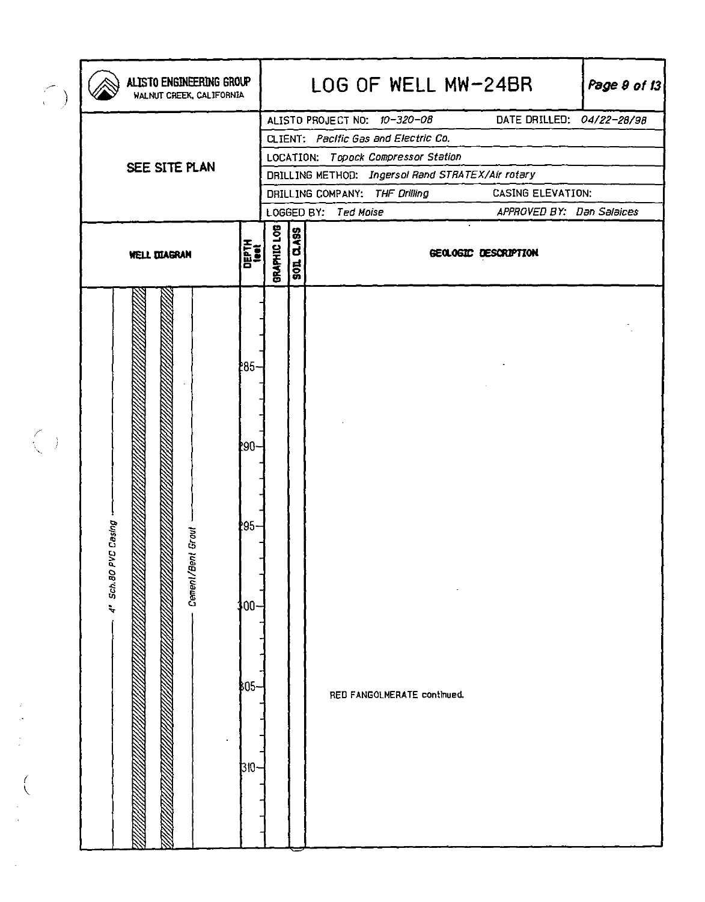# LOG OF WELL MW-24BR

**ALISTO ENGINEERING GROUP**
WALNUT CREEK, CALIFORNIA

| | |
|---|---|
| ALISTO PROJECT NO: *10-320-08* | DATE DRILLED: *04/22-28/98* |
| CLIENT: *Pacific Gas and Electric Co.* | |
| LOCATION: *Topock Compressor Station* | |
| DRILLING METHOD: *Ingersol Rand STRATEX/Air rotary* | |
| DRILLING COMPANY: *THF Drilling* | CASING ELEVATION: |
| LOGGED BY: *Ted Moise* | APPROVED BY: *Dan Salaices* |

SEE SITE PLAN

| WELL DIAGRAM | DEPTH feet | GRAPHIC LOG | SOIL CLASS | GEOLOGIC DESCRIPTION |
|---|---|---|---|---|
| 4" Sch.80 PVC Casing; Cement/Bent Grout | 285 | | | |
| | 290 | | | |
| | 295 | | | |
| | 300 | | | |
| | 305 | | | RED FANGOLMERATE continued. |
| | 310 | | | |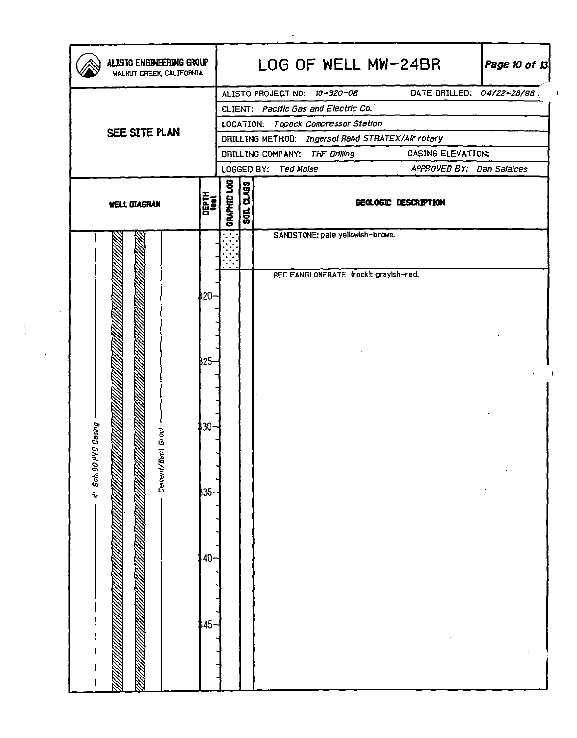# LOG OF WELL MW-24BR

ALISTO ENGINEERING GROUP
WALNUT CREEK, CALIFORNIA

| | |
|---|---|
| SEE SITE PLAN | ALISTO PROJECT NO: *10-320-08* DATE DRILLED: *04/22-28/98* |
| | CLIENT: *Pacific Gas and Electric Co.* |
| | LOCATION: *Topock Compressor Station* |
| | DRILLING METHOD: *Ingersol Rand STRATEX/Air rotary* |
| | DRILLING COMPANY: *THF Drilling* CASING ELEVATION: |
| | LOGGED BY: *Ted Moise* APPROVED BY: *Dan Salaices* |

| WELL DIAGRAM | DEPTH feet | GRAPHIC LOG | SOIL CLASS | GEOLOGIC DESCRIPTION |
|---|---|---|---|---|
| 4" Sch.80 PVC Casing; Cement/Bent Grout | | | | SANDSTONE: pale yellowish-brown. |
| | | | | RED FANGLOMERATE (rock): grayish-red. |
| | 320 | | | |
| | 325 | | | |
| | 330 | | | |
| | 335 | | | |
| | 340 | | | |
| | 345 | | | |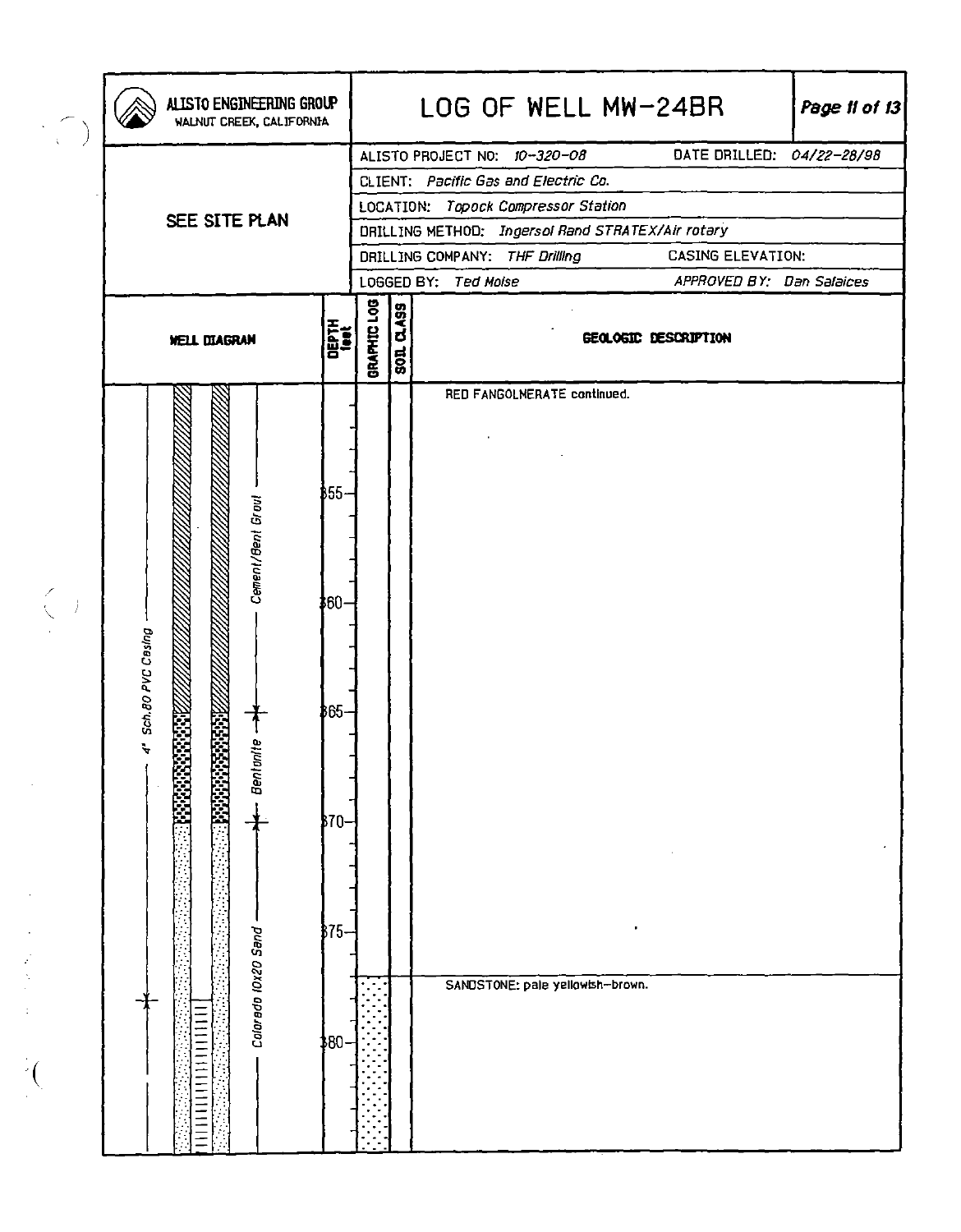# LOG OF WELL MW-24BR

ALISTO ENGINEERING GROUP
WALNUT CREEK, CALIFORNIA

SEE SITE PLAN

| | |
|---|---|
| ALISTO PROJECT NO: *10-320-08* | DATE DRILLED: *04/22-28/98* |
| CLIENT: *Pacific Gas and Electric Co.* | |
| LOCATION: *Topock Compressor Station* | |
| DRILLING METHOD: *Ingersol Rand STRATEX/Air rotary* | |
| DRILLING COMPANY: *THF Drilling* | CASING ELEVATION: |
| LOGGED BY: *Ted Moise* | APPROVED BY: *Dan Salaices* |

| WELL DIAGRAM | DEPTH feet | GRAPHIC LOG | SOIL CLASS | GEOLOGIC DESCRIPTION |
|---|---|---|---|---|
| Cement/Bent Grout | | | | RED FANGOLMERATE continued. |
| | 355 | | | |
| | 360 | | | |
| Bentonite | 365 | | | |
| Colorado 10X20 Sand | 370 | | | |
| | 375 | | | |
| | | | | SANDSTONE: pale yellowish-brown. |
| 4" Sch.80 PVC Casing | 380 | | | |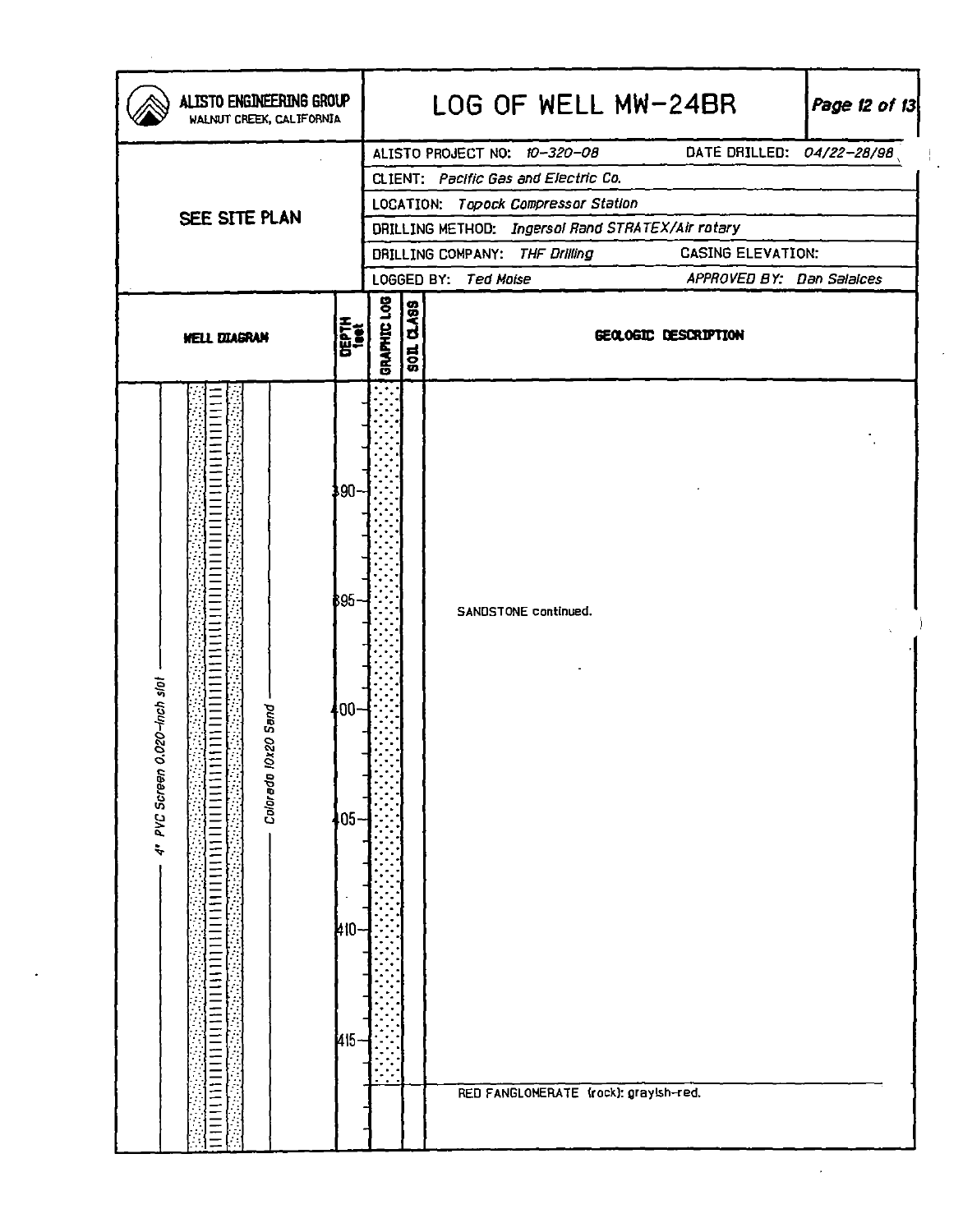# LOG OF WELL MW-24BR

ALISTO ENGINEERING GROUP
WALNUT CREEK, CALIFORNIA

SEE SITE PLAN

| | |
|---|---|
| ALISTO PROJECT NO: *10-320-08* | DATE DRILLED: *04/22-28/98* |
| CLIENT: *Pacific Gas and Electric Co.* | |
| LOCATION: *Topock Compressor Station* | |
| DRILLING METHOD: *Ingersol Rand STRATEX/Air rotary* | |
| DRILLING COMPANY: *THF Drilling* | CASING ELEVATION: |
| LOGGED BY: *Ted Moise* | APPROVED BY: *Dan Salalces* |

| WELL DIAGRAM | DEPTH feet | GRAPHIC LOG | SOIL CLASS | GEOLOGIC DESCRIPTION |
|---|---|---|---|---|
| 4" PVC Screen 0.020-inch slot; Colorado 10x20 Sand | 390 | | | |
| | 395 | | | SANDSTONE continued. |
| | 400 | | | |
| | 405 | | | |
| | 410 | | | |
| | 415 | | | |
| | | | | RED FANGLOMERATE (rock): grayish-red. |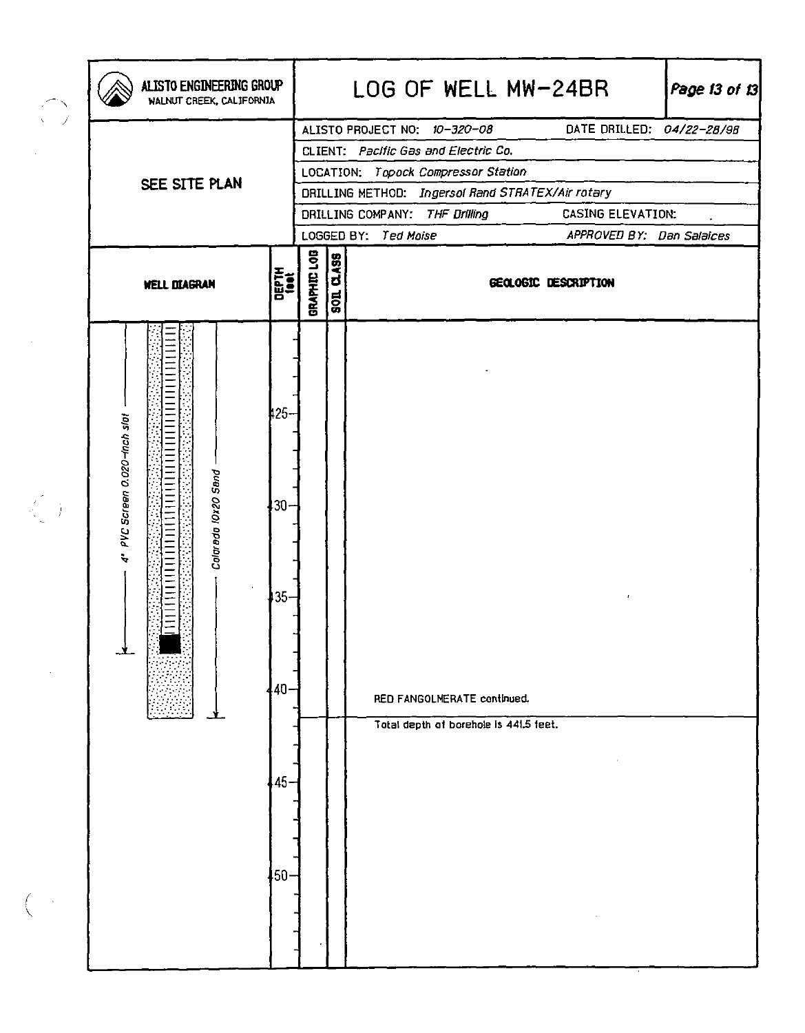# LOG OF WELL MW-24BR

**ALISTO ENGINEERING GROUP**
WALNUT CREEK, CALIFORNIA

| | |
|---|---|
| ALISTO PROJECT NO: *10-320-08* | DATE DRILLED: *04/22-28/98* |
| CLIENT: *Pacific Gas and Electric Co.* | |
| LOCATION: *Topock Compressor Station* | |
| DRILLING METHOD: *Ingersol Rand STRATEX/Air rotary* | |
| DRILLING COMPANY: *THF Drilling* | CASING ELEVATION: |
| LOGGED BY: *Ted Moise* | APPROVED BY: *Dan Salaices* |

SEE SITE PLAN

**WELL DIAGRAM** | **DEPTH feet** | **GRAPHIC LOG** | **SOIL CLASS** | **GEOLOGIC DESCRIPTION**

Depth marks: 425, 430, 435, 440, 445, 450

Well diagram labels:
- 4" PVC Screen 0.020-inch slot
- Colorado 10x20 Sand

| Depth (feet) | Geologic Description |
|---|---|
| 440 | RED FANGOLMERATE continued. |
| | Total depth of borehole is 441.5 feet. |